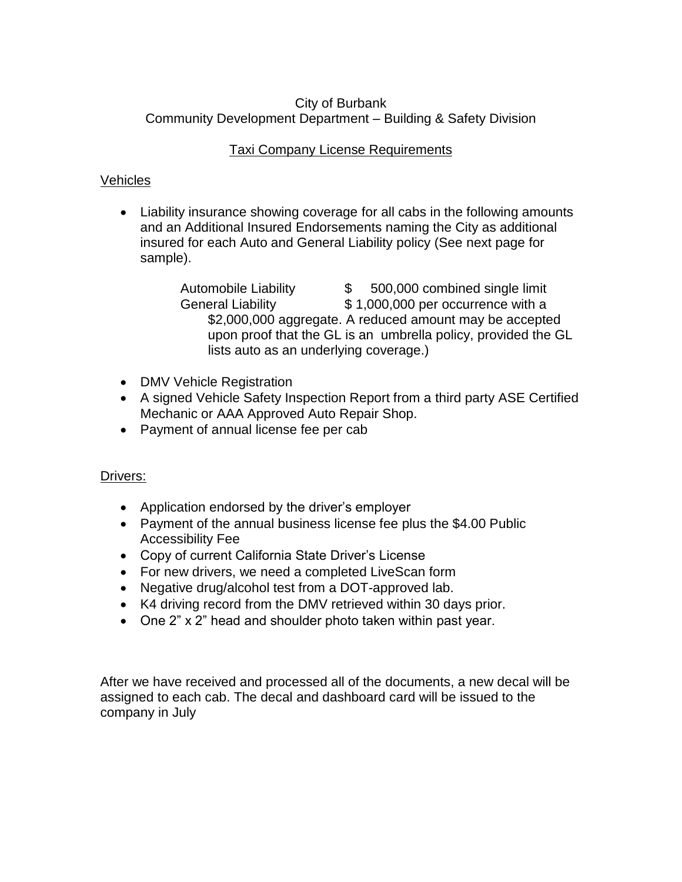City of Burbank
Community Development Department – Building & Safety Division

## Taxi Company License Requirements

### Vehicles

- Liability insurance showing coverage for all cabs in the following amounts and an Additional Insured Endorsements naming the City as additional insured for each Auto and General Liability policy (See next page for sample).

  Automobile Liability $ 500,000 combined single limit
  General Liability $ 1,000,000 per occurrence with a $2,000,000 aggregate. A reduced amount may be accepted upon proof that the GL is an umbrella policy, provided the GL lists auto as an underlying coverage.)

- DMV Vehicle Registration
- A signed Vehicle Safety Inspection Report from a third party ASE Certified Mechanic or AAA Approved Auto Repair Shop.
- Payment of annual license fee per cab

### Drivers:

- Application endorsed by the driver's employer
- Payment of the annual business license fee plus the $4.00 Public Accessibility Fee
- Copy of current California State Driver's License
- For new drivers, we need a completed LiveScan form
- Negative drug/alcohol test from a DOT-approved lab.
- K4 driving record from the DMV retrieved within 30 days prior.
- One 2" x 2" head and shoulder photo taken within past year.

After we have received and processed all of the documents, a new decal will be assigned to each cab. The decal and dashboard card will be issued to the company in July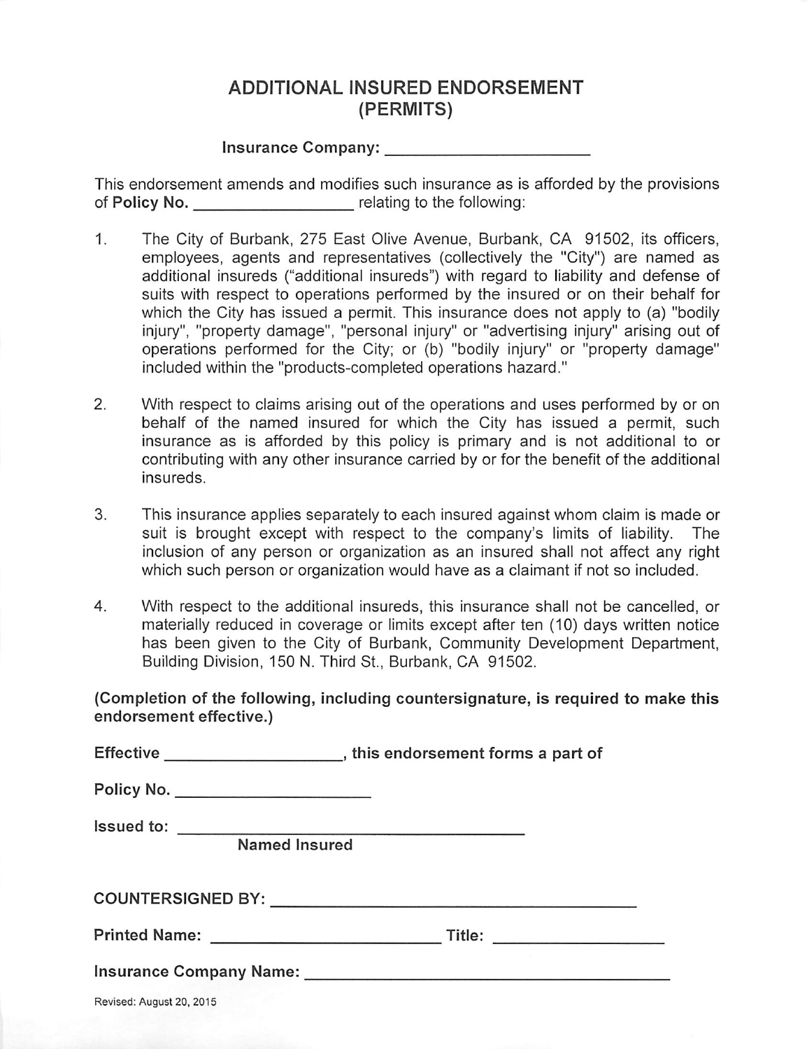# ADDITIONAL INSURED ENDORSEMENT (PERMITS)

**Insurance Company:** \_\_\_\_\_\_\_\_\_\_\_\_\_\_\_\_\_\_\_\_\_\_

This endorsement amends and modifies such insurance as is afforded by the provisions of **Policy No.** \_\_\_\_\_\_\_\_\_\_\_\_\_\_\_\_\_\_ relating to the following:

1. The City of Burbank, 275 East Olive Avenue, Burbank, CA 91502, its officers, employees, agents and representatives (collectively the "City") are named as additional insureds ("additional insureds") with regard to liability and defense of suits with respect to operations performed by the insured or on their behalf for which the City has issued a permit. This insurance does not apply to (a) "bodily injury", "property damage", "personal injury" or "advertising injury" arising out of operations performed for the City; or (b) "bodily injury" or "property damage" included within the "products-completed operations hazard."

2. With respect to claims arising out of the operations and uses performed by or on behalf of the named insured for which the City has issued a permit, such insurance as is afforded by this policy is primary and is not additional to or contributing with any other insurance carried by or for the benefit of the additional insureds.

3. This insurance applies separately to each insured against whom claim is made or suit is brought except with respect to the company's limits of liability. The inclusion of any person or organization as an insured shall not affect any right which such person or organization would have as a claimant if not so included.

4. With respect to the additional insureds, this insurance shall not be cancelled, or materially reduced in coverage or limits except after ten (10) days written notice has been given to the City of Burbank, Community Development Department, Building Division, 150 N. Third St., Burbank, CA 91502.

**(Completion of the following, including countersignature, is required to make this endorsement effective.)**

**Effective** \_\_\_\_\_\_\_\_\_\_\_\_\_\_\_\_\_\_\_\_**, this endorsement forms a part of**

**Policy No.** \_\_\_\_\_\_\_\_\_\_\_\_\_\_\_\_\_\_\_\_\_\_

**Issued to:** \_\_\_\_\_\_\_\_\_\_\_\_\_\_\_\_\_\_\_\_\_\_\_\_\_\_\_\_\_\_\_\_\_\_\_\_\_\_\_
**Named Insured**

**COUNTERSIGNED BY:** \_\_\_\_\_\_\_\_\_\_\_\_\_\_\_\_\_\_\_\_\_\_\_\_\_\_\_\_\_\_\_\_\_\_\_\_\_\_\_\_\_

**Printed Name:** \_\_\_\_\_\_\_\_\_\_\_\_\_\_\_\_\_\_\_\_\_\_\_\_\_\_ **Title:** \_\_\_\_\_\_\_\_\_\_\_\_\_\_\_\_\_\_\_

**Insurance Company Name:** \_\_\_\_\_\_\_\_\_\_\_\_\_\_\_\_\_\_\_\_\_\_\_\_\_\_\_\_\_\_\_\_\_\_\_\_\_\_\_\_\_\_

Revised: August 20, 2015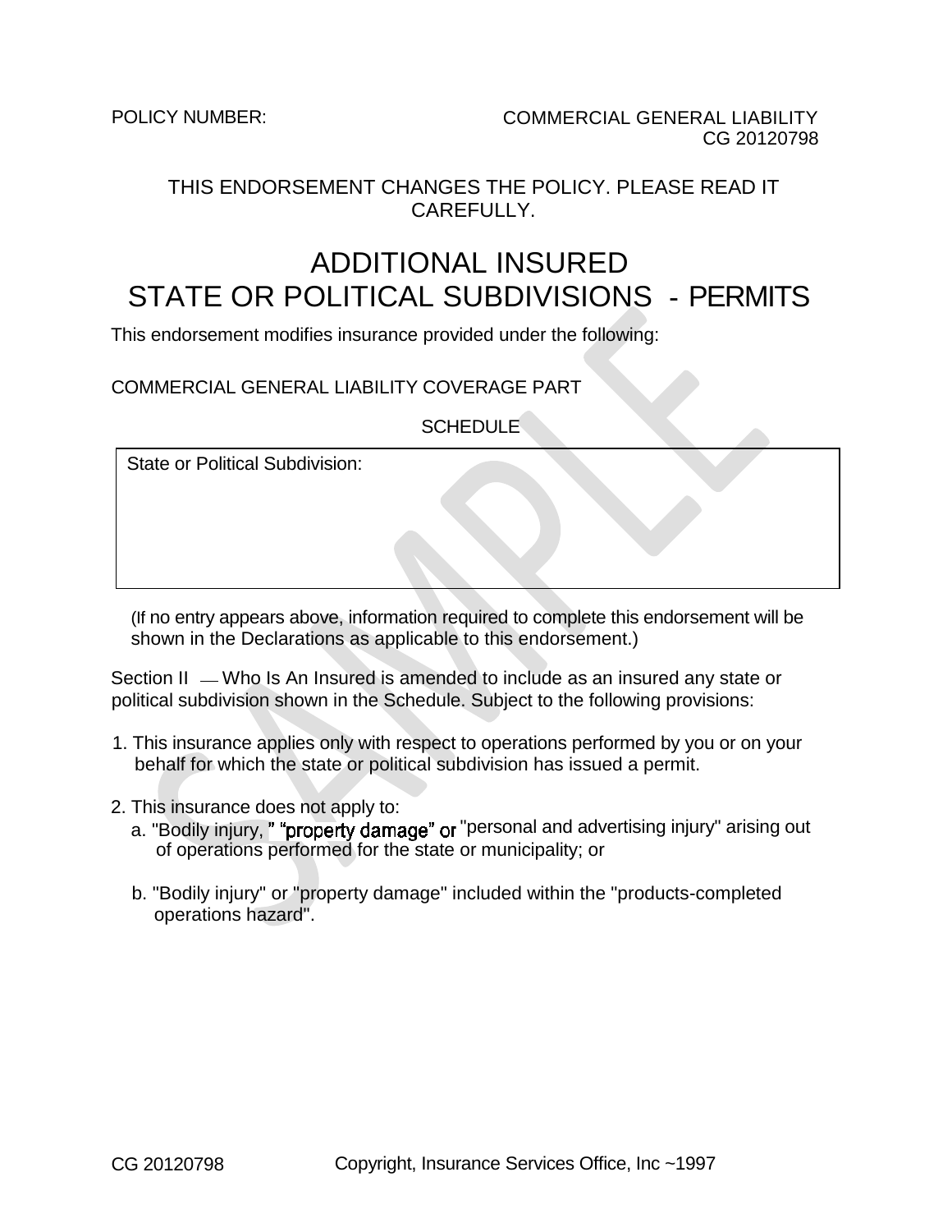POLICY NUMBER:

COMMERCIAL GENERAL LIABILITY
CG 20120798

THIS ENDORSEMENT CHANGES THE POLICY. PLEASE READ IT CAREFULLY.

# ADDITIONAL INSURED
# STATE OR POLITICAL SUBDIVISIONS - PERMITS

This endorsement modifies insurance provided under the following:

COMMERCIAL GENERAL LIABILITY COVERAGE PART

SCHEDULE

| |
|---|
| State or Political Subdivision: |

(If no entry appears above, information required to complete this endorsement will be shown in the Declarations as applicable to this endorsement.)

Section II — Who Is An Insured is amended to include as an insured any state or political subdivision shown in the Schedule. Subject to the following provisions:

1. This insurance applies only with respect to operations performed by you or on your behalf for which the state or political subdivision has issued a permit.
2. This insurance does not apply to:
   a. "Bodily injury," "property damage" or "personal and advertising injury" arising out of operations performed for the state or municipality; or
   
   b. "Bodily injury" or "property damage" included within the "products-completed operations hazard".

CG 20120798 Copyright, Insurance Services Office, Inc ~1997